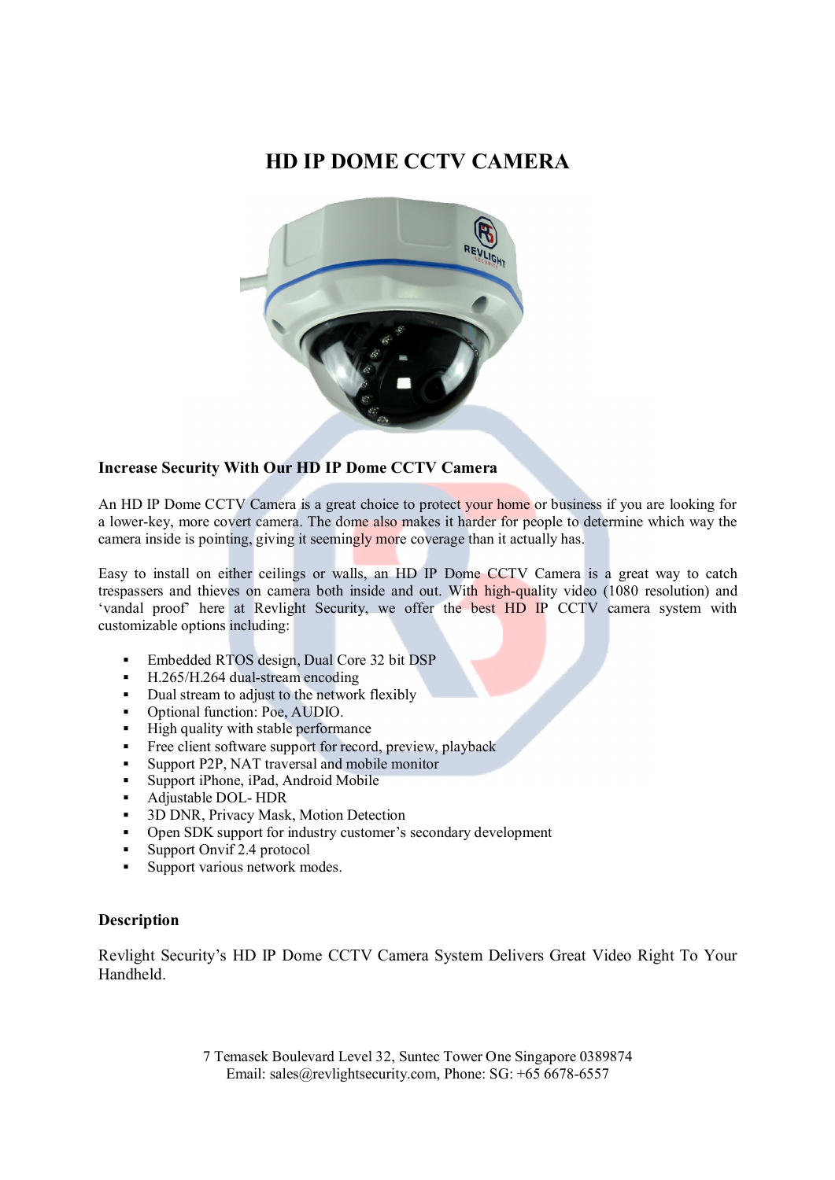# HD IP DOME CCTV CAMERA

### Increase Security With Our HD IP Dome CCTV Camera

An HD IP Dome CCTV Camera is a great choice to protect your home or business if you are looking for a lower-key, more covert camera. The dome also makes it harder for people to determine which way the camera inside is pointing, giving it seemingly more coverage than it actually has.

Easy to install on either ceilings or walls, an HD IP Dome CCTV Camera is a great way to catch trespassers and thieves on camera both inside and out. With high-quality video (1080 resolution) and 'vandal proof' here at Revlight Security, we offer the best HD IP CCTV camera system with customizable options including:

- Embedded RTOS design, Dual Core 32 bit DSP
- H.265/H.264 dual-stream encoding
- Dual stream to adjust to the network flexibly
- Optional function: Poe, AUDIO.
- High quality with stable performance
- Free client software support for record, preview, playback
- Support P2P, NAT traversal and mobile monitor
- Support iPhone, iPad, Android Mobile
- Adjustable DOL- HDR
- 3D DNR, Privacy Mask, Motion Detection
- Open SDK support for industry customer's secondary development
- Support Onvif 2.4 protocol
- Support various network modes.

### Description

Revlight Security's HD IP Dome CCTV Camera System Delivers Great Video Right To Your Handheld.

7 Temasek Boulevard Level 32, Suntec Tower One Singapore 0389874
Email: sales@revlightsecurity.com, Phone: SG: +65 6678-6557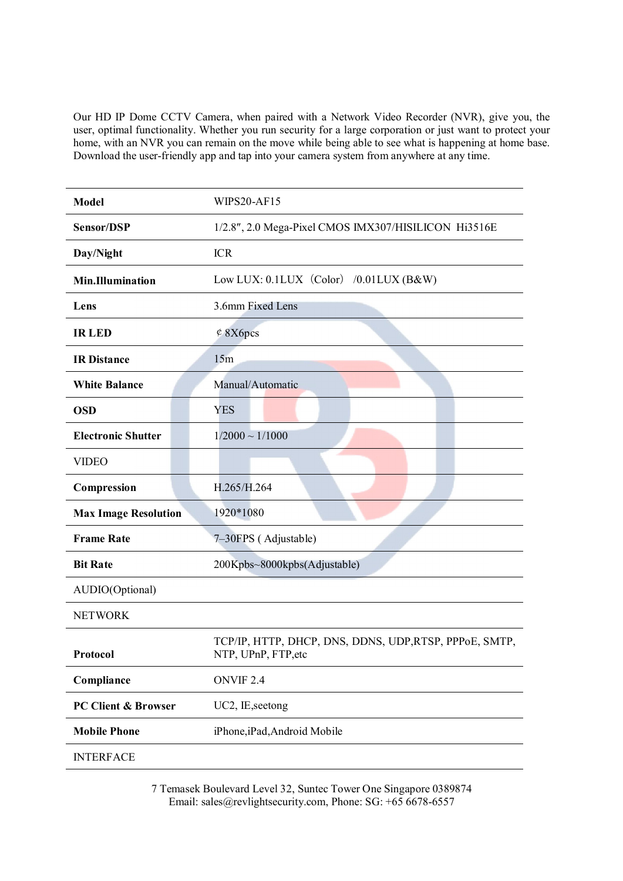Our HD IP Dome CCTV Camera, when paired with a Network Video Recorder (NVR), give you, the user, optimal functionality. Whether you run security for a large corporation or just want to protect your home, with an NVR you can remain on the move while being able to see what is happening at home base. Download the user-friendly app and tap into your camera system from anywhere at any time.

| | |
|---|---|
| **Model** | WIPS20-AF15 |
| **Sensor/DSP** | 1/2.8″, 2.0 Mega-Pixel CMOS IMX307/HISILICON Hi3516E |
| **Day/Night** | ICR |
| **Min.Illumination** | Low LUX: 0.1LUX（Color） /0.01LUX (B&W) |
| **Lens** | 3.6mm Fixed Lens |
| **IR LED** | ¢ 8X6pcs |
| **IR Distance** | 15m |
| **White Balance** | Manual/Automatic |
| **OSD** | YES |
| **Electronic Shutter** | 1/2000 ~ 1/1000 |
| VIDEO | |
| **Compression** | H.265/H.264 |
| **Max Image Resolution** | 1920*1080 |
| **Frame Rate** | 7–30FPS ( Adjustable) |
| **Bit Rate** | 200Kpbs~8000kpbs(Adjustable) |
| AUDIO(Optional) | |
| NETWORK | |
| **Protocol** | TCP/IP, HTTP, DHCP, DNS, DDNS, UDP,RTSP, PPPoE, SMTP, NTP, UPnP, FTP,etc |
| **Compliance** | ONVIF 2.4 |
| **PC Client & Browser** | UC2, IE,seetong |
| **Mobile Phone** | iPhone,iPad,Android Mobile |
| INTERFACE | |

7 Temasek Boulevard Level 32, Suntec Tower One Singapore 0389874
Email: sales@revlightsecurity.com, Phone: SG: +65 6678-6557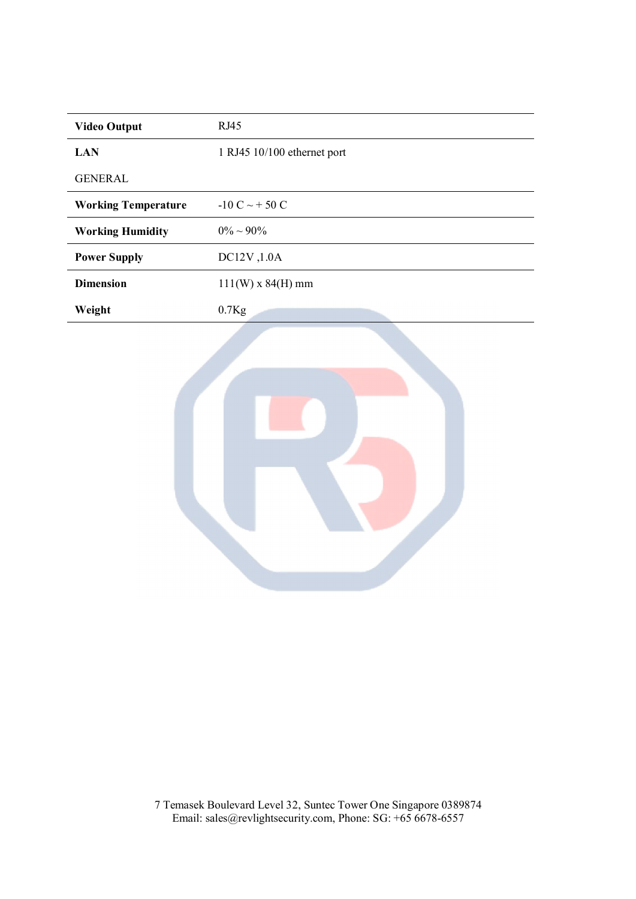| | |
|---|---|
| **Video Output** | RJ45 |
| **LAN** | 1 RJ45 10/100 ethernet port |
| GENERAL | |
| **Working Temperature** | -10 C ~ + 50 C |
| **Working Humidity** | 0% ~ 90% |
| **Power Supply** | DC12V ,1.0A |
| **Dimension** | 111(W) x 84(H) mm |
| **Weight** | 0.7Kg |

7 Temasek Boulevard Level 32, Suntec Tower One Singapore 0389874
Email: sales@revlightsecurity.com, Phone: SG: +65 6678-6557